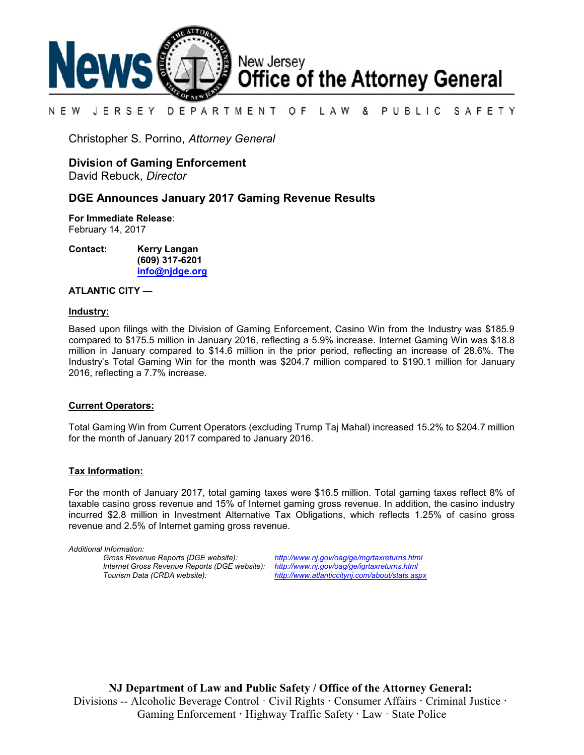# News — New Jersey Office of the Attorney General

NEW JERSEY DEPARTMENT OF LAW & PUBLIC SAFETY

Christopher S. Porrino, *Attorney General*

**Division of Gaming Enforcement**
David Rebuck, *Director*

## DGE Announces January 2017 Gaming Revenue Results

**For Immediate Release**:
February 14, 2017

**Contact:** **Kerry Langan**
**(609) 317-6201**
**info@njdge.org**

**ATLANTIC CITY —**

**Industry:**

Based upon filings with the Division of Gaming Enforcement, Casino Win from the Industry was $185.9 compared to $175.5 million in January 2016, reflecting a 5.9% increase. Internet Gaming Win was $18.8 million in January compared to $14.6 million in the prior period, reflecting an increase of 28.6%. The Industry's Total Gaming Win for the month was $204.7 million compared to $190.1 million for January 2016, reflecting a 7.7% increase.

**Current Operators:**

Total Gaming Win from Current Operators (excluding Trump Taj Mahal) increased 15.2% to $204.7 million for the month of January 2017 compared to January 2016.

**Tax Information:**

For the month of January 2017, total gaming taxes were $16.5 million. Total gaming taxes reflect 8% of taxable casino gross revenue and 15% of Internet gaming gross revenue. In addition, the casino industry incurred $2.8 million in Investment Alternative Tax Obligations, which reflects 1.25% of casino gross revenue and 2.5% of Internet gaming gross revenue.

*Additional Information:*

*Gross Revenue Reports (DGE website):* *http://www.nj.gov/oag/ge/mgrtaxreturns.html*
*Internet Gross Revenue Reports (DGE website):* *http://www.nj.gov/oag/ge/igrtaxreturns.html*
*Tourism Data (CRDA website):* *http://www.atlanticcitynj.com/about/stats.aspx*

**NJ Department of Law and Public Safety / Office of the Attorney General:**
Divisions -- Alcoholic Beverage Control · Civil Rights · Consumer Affairs · Criminal Justice · Gaming Enforcement · Highway Traffic Safety · Law · State Police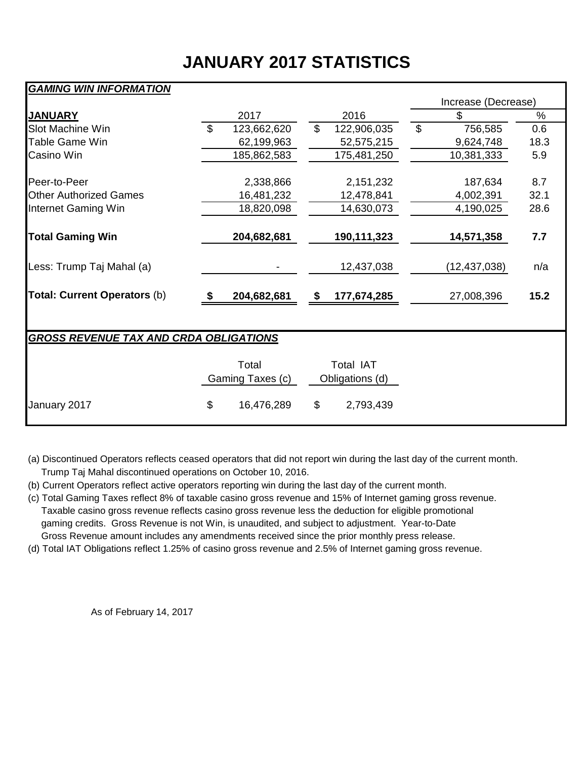# JANUARY 2017 STATISTICS

***GAMING WIN INFORMATION***

| **JANUARY** | 2017 | 2016 | Increase (Decrease) $ | Increase (Decrease) % |
|---|---|---|---|---|
| Slot Machine Win | $ 123,662,620 | $ 122,906,035 | $ 756,585 | 0.6 |
| Table Game Win | 62,199,963 | 52,575,215 | 9,624,748 | 18.3 |
| Casino Win | 185,862,583 | 175,481,250 | 10,381,333 | 5.9 |
| Peer-to-Peer | 2,338,866 | 2,151,232 | 187,634 | 8.7 |
| Other Authorized Games | 16,481,232 | 12,478,841 | 4,002,391 | 32.1 |
| Internet Gaming Win | 18,820,098 | 14,630,073 | 4,190,025 | 28.6 |
| **Total Gaming Win** | **204,682,681** | **190,111,323** | **14,571,358** | **7.7** |
| Less: Trump Taj Mahal (a) | - | 12,437,038 | (12,437,038) | n/a |
| **Total: Current Operators** (b) | **$ 204,682,681** | **$ 177,674,285** | 27,008,396 | **15.2** |

***GROSS REVENUE TAX AND CRDA OBLIGATIONS***

| | Total Gaming Taxes (c) | Total IAT Obligations (d) |
|---|---|---|
| January 2017 | $ 16,476,289 | $ 2,793,439 |

(a) Discontinued Operators reflects ceased operators that did not report win during the last day of the current month. Trump Taj Mahal discontinued operations on October 10, 2016.

(b) Current Operators reflect active operators reporting win during the last day of the current month.

(c) Total Gaming Taxes reflect 8% of taxable casino gross revenue and 15% of Internet gaming gross revenue. Taxable casino gross revenue reflects casino gross revenue less the deduction for eligible promotional gaming credits. Gross Revenue is not Win, is unaudited, and subject to adjustment. Year-to-Date Gross Revenue amount includes any amendments received since the prior monthly press release.

(d) Total IAT Obligations reflect 1.25% of casino gross revenue and 2.5% of Internet gaming gross revenue.

As of February 14, 2017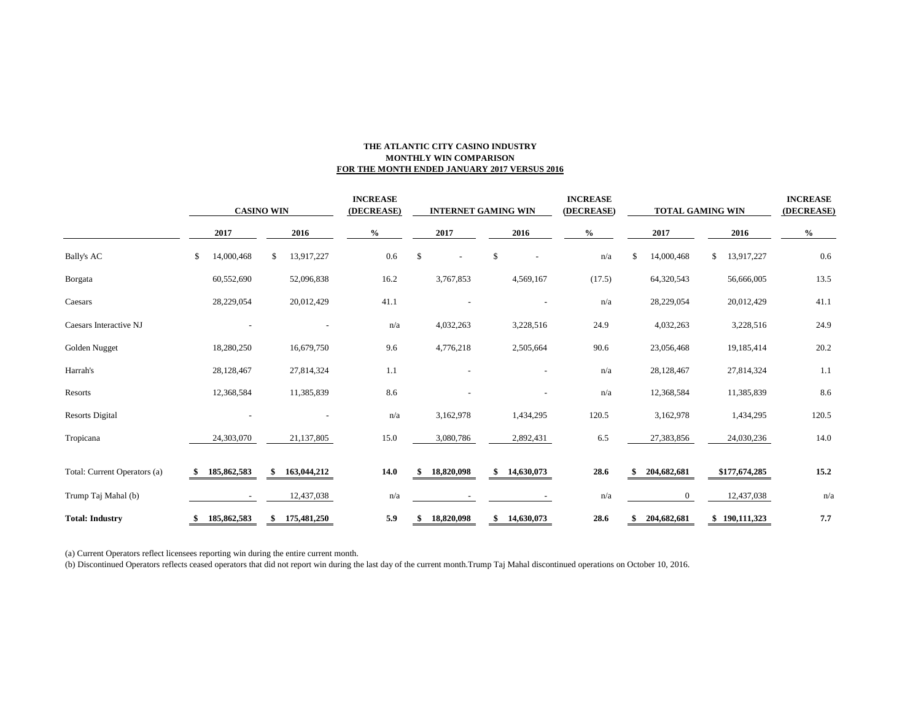**THE ATLANTIC CITY CASINO INDUSTRY**
**MONTHLY WIN COMPARISON**
**FOR THE MONTH ENDED JANUARY 2017 VERSUS 2016**

| | CASINO WIN | | INCREASE (DECREASE) | INTERNET GAMING WIN | | INCREASE (DECREASE) | TOTAL GAMING WIN | | INCREASE (DECREASE) |
|---|---|---|---|---|---|---|---|---|---|
| | 2017 | 2016 | % | 2017 | 2016 | % | 2017 | 2016 | % |
| Bally's AC | $ 14,000,468 | $ 13,917,227 | 0.6 | $ - | $ - | n/a | $ 14,000,468 | $ 13,917,227 | 0.6 |
| Borgata | 60,552,690 | 52,096,838 | 16.2 | 3,767,853 | 4,569,167 | (17.5) | 64,320,543 | 56,666,005 | 13.5 |
| Caesars | 28,229,054 | 20,012,429 | 41.1 | - | - | n/a | 28,229,054 | 20,012,429 | 41.1 |
| Caesars Interactive NJ | - | - | n/a | 4,032,263 | 3,228,516 | 24.9 | 4,032,263 | 3,228,516 | 24.9 |
| Golden Nugget | 18,280,250 | 16,679,750 | 9.6 | 4,776,218 | 2,505,664 | 90.6 | 23,056,468 | 19,185,414 | 20.2 |
| Harrah's | 28,128,467 | 27,814,324 | 1.1 | - | - | n/a | 28,128,467 | 27,814,324 | 1.1 |
| Resorts | 12,368,584 | 11,385,839 | 8.6 | - | - | n/a | 12,368,584 | 11,385,839 | 8.6 |
| Resorts Digital | - | - | n/a | 3,162,978 | 1,434,295 | 120.5 | 3,162,978 | 1,434,295 | 120.5 |
| Tropicana | 24,303,070 | 21,137,805 | 15.0 | 3,080,786 | 2,892,431 | 6.5 | 27,383,856 | 24,030,236 | 14.0 |
| Total: Current Operators (a) | **$ 185,862,583** | **$ 163,044,212** | **14.0** | **$ 18,820,098** | **$ 14,630,073** | **28.6** | **$ 204,682,681** | **$177,674,285** | **15.2** |
| Trump Taj Mahal (b) | - | 12,437,038 | n/a | - | - | n/a | 0 | 12,437,038 | n/a |
| **Total: Industry** | **$ 185,862,583** | **$ 175,481,250** | **5.9** | **$ 18,820,098** | **$ 14,630,073** | **28.6** | **$ 204,682,681** | **$ 190,111,323** | **7.7** |

(a) Current Operators reflect licensees reporting win during the entire current month.

(b) Discontinued Operators reflects ceased operators that did not report win during the last day of the current month.Trump Taj Mahal discontinued operations on October 10, 2016.